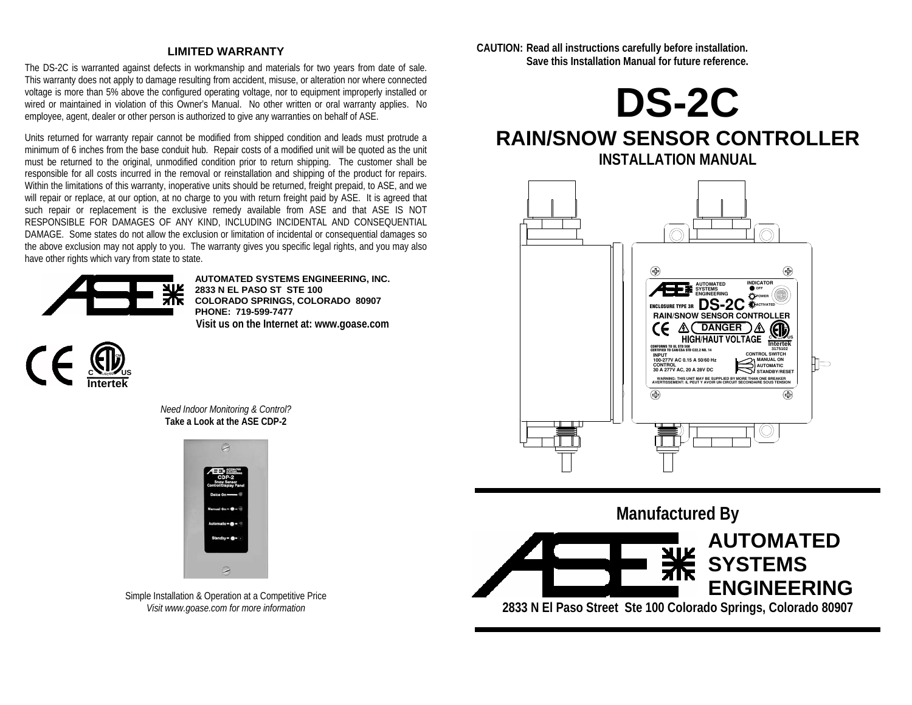## LIMITED WARRANTY

The DS-2C is warranted against defects in workmanship and materials for two years from date of sale. This warranty does not apply to damage resulting from accident, misuse, or alteration nor where connected voltage is more than 5% above the configured operating voltage, nor to equipment improperly installed or wired or maintained in violation of this Owner's Manual. No other written or oral warranty applies. No employee, agent, dealer or other person is authorized to give any warranties on behalf of ASE.

Units returned for warranty repair cannot be modified from shipped condition and leads must protrude a minimum of 6 inches from the base conduit hub. Repair costs of a modified unit will be quoted as the unit must be returned to the original, unmodified condition prior to return shipping. The customer shall be responsible for all costs incurred in the removal or reinstallation and shipping of the product for repairs. Within the limitations of this warranty, inoperative units should be returned, freight prepaid, to ASE, and we will repair or replace, at our option, at no charge to you with return freight paid by ASE. It is agreed that such repair or replacement is the exclusive remedy available from ASE and that ASE IS NOT RESPONSIBLE FOR DAMAGES OF ANY KIND, INCLUDING INCIDENTAL AND CONSEQUENTIAL DAMAGE. Some states do not allow the exclusion or limitation of incidental or consequential damages so the above exclusion may not apply to you. The warranty gives you specific legal rights, and you may also have other rights which vary from state to state.

**AUTOMATED SYSTEMS ENGINEERING, INC.**
**2833 N EL PASO ST STE 100**
**COLORADO SPRINGS, COLORADO 80907**
**PHONE: 719-599-7477**
**Visit us on the Internet at: www.goase.com**

*Need Indoor Monitoring & Control?*
**Take a Look at the ASE CDP-2**

Simple Installation & Operation at a Competitive Price
*Visit www.goase.com for more information*

**CAUTION: Read all instructions carefully before installation.**
**Save this Installation Manual for future reference.**

# DS-2C

## RAIN/SNOW SENSOR CONTROLLER

### INSTALLATION MANUAL

**Manufactured By**

**AUTOMATED SYSTEMS ENGINEERING**

**2833 N El Paso Street Ste 100 Colorado Springs, Colorado 80907**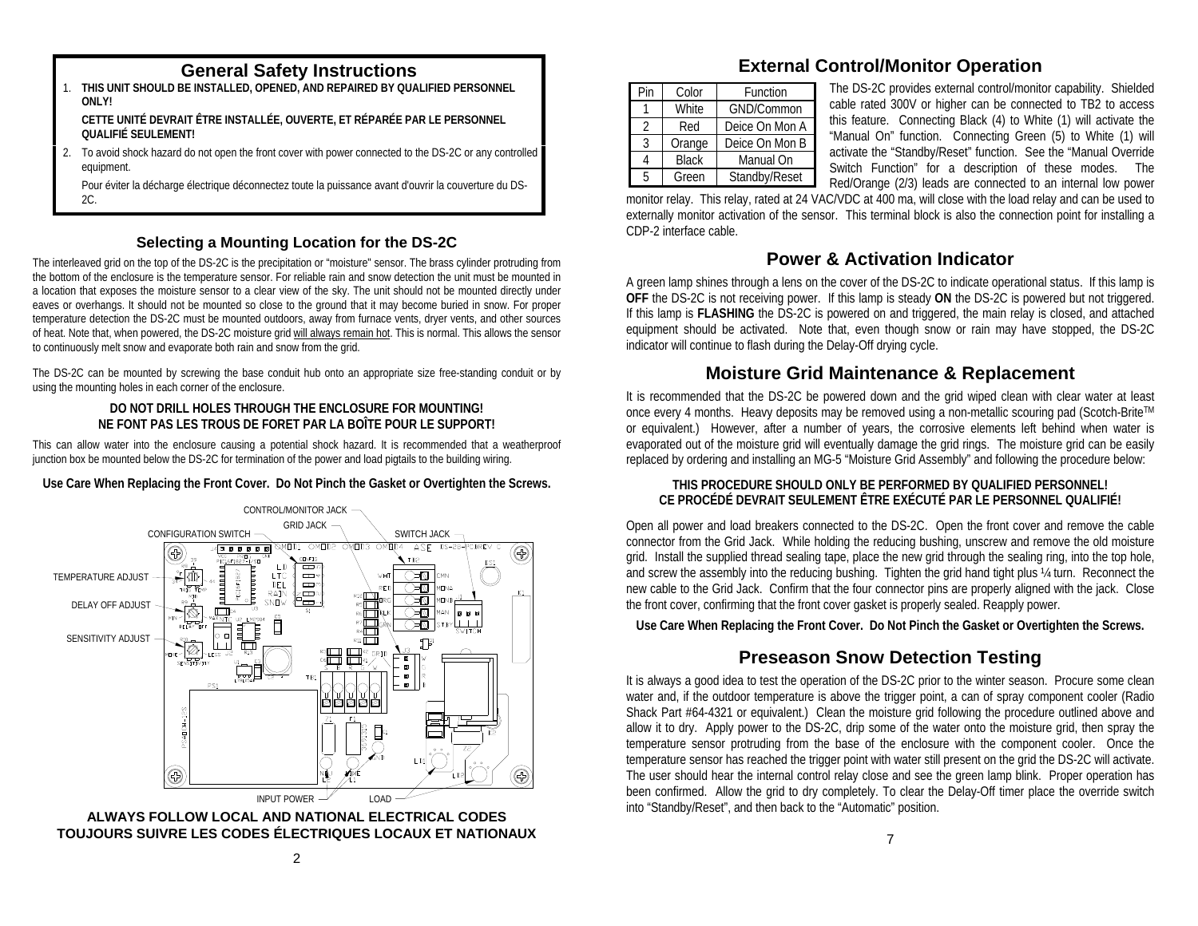## General Safety Instructions

1. **THIS UNIT SHOULD BE INSTALLED, OPENED, AND REPAIRED BY QUALIFIED PERSONNEL ONLY!**

   **CETTE UNITÉ DEVRAIT ÊTRE INSTALLÉE, OUVERTE, ET RÉPARÉE PAR LE PERSONNEL QUALIFIÉ SEULEMENT!**

2. To avoid shock hazard do not open the front cover with power connected to the DS-2C or any controlled equipment.

   Pour éviter la décharge électrique déconnectez toute la puissance avant d'ouvrir la couverture du DS-2C.

### Selecting a Mounting Location for the DS-2C

The interleaved grid on the top of the DS-2C is the precipitation or "moisture" sensor. The brass cylinder protruding from the bottom of the enclosure is the temperature sensor. For reliable rain and snow detection the unit must be mounted in a location that exposes the moisture sensor to a clear view of the sky. The unit should not be mounted directly under eaves or overhangs. It should not be mounted so close to the ground that it may become buried in snow. For proper temperature detection the DS-2C must be mounted outdoors, away from furnace vents, dryer vents, and other sources of heat. Note that, when powered, the DS-2C moisture grid will always remain hot. This is normal. This allows the sensor to continuously melt snow and evaporate both rain and snow from the grid.

The DS-2C can be mounted by screwing the base conduit hub onto an appropriate size free-standing conduit or by using the mounting holes in each corner of the enclosure.

**DO NOT DRILL HOLES THROUGH THE ENCLOSURE FOR MOUNTING!**
**NE FONT PAS LES TROUS DE FORET PAR LA BOÎTE POUR LE SUPPORT!**

This can allow water into the enclosure causing a potential shock hazard. It is recommended that a weatherproof junction box be mounted below the DS-2C for termination of the power and load pigtails to the building wiring.

**Use Care When Replacing the Front Cover. Do Not Pinch the Gasket or Overtighten the Screws.**

CONTROL/MONITOR JACK, GRID JACK, CONFIGURATION SWITCH, SWITCH JACK, TEMPERATURE ADJUST, DELAY OFF ADJUST, SENSITIVITY ADJUST, INPUT POWER, LOAD

**ALWAYS FOLLOW LOCAL AND NATIONAL ELECTRICAL CODES**
**TOUJOURS SUIVRE LES CODES ÉLECTRIQUES LOCAUX ET NATIONAUX**

## External Control/Monitor Operation

| Pin | Color | Function |
|---|---|---|
| 1 | White | GND/Common |
| 2 | Red | Deice On Mon A |
| 3 | Orange | Deice On Mon B |
| 4 | Black | Manual On |
| 5 | Green | Standby/Reset |

The DS-2C provides external control/monitor capability. Shielded cable rated 300V or higher can be connected to TB2 to access this feature. Connecting Black (4) to White (1) will activate the "Manual On" function. Connecting Green (5) to White (1) will activate the "Standby/Reset" function. See the "Manual Override Switch Function" for a description of these modes. The Red/Orange (2/3) leads are connected to an internal low power monitor relay. This relay, rated at 24 VAC/VDC at 400 ma, will close with the load relay and can be used to externally monitor activation of the sensor. This terminal block is also the connection point for installing a CDP-2 interface cable.

## Power & Activation Indicator

A green lamp shines through a lens on the cover of the DS-2C to indicate operational status. If this lamp is **OFF** the DS-2C is not receiving power. If this lamp is steady **ON** the DS-2C is powered but not triggered. If this lamp is **FLASHING** the DS-2C is powered on and triggered, the main relay is closed, and attached equipment should be activated. Note that, even though snow or rain may have stopped, the DS-2C indicator will continue to flash during the Delay-Off drying cycle.

## Moisture Grid Maintenance & Replacement

It is recommended that the DS-2C be powered down and the grid wiped clean with clear water at least once every 4 months. Heavy deposits may be removed using a non-metallic scouring pad (Scotch-Brite™ or equivalent.) However, after a number of years, the corrosive elements left behind when water is evaporated out of the moisture grid will eventually damage the grid rings. The moisture grid can be easily replaced by ordering and installing an MG-5 "Moisture Grid Assembly" and following the procedure below:

**THIS PROCEDURE SHOULD ONLY BE PERFORMED BY QUALIFIED PERSONNEL!**
**CE PROCÉDÉ DEVRAIT SEULEMENT ÊTRE EXÉCUTÉ PAR LE PERSONNEL QUALIFIÉ!**

Open all power and load breakers connected to the DS-2C. Open the front cover and remove the cable connector from the Grid Jack. While holding the reducing bushing, unscrew and remove the old moisture grid. Install the supplied thread sealing tape, place the new grid through the sealing ring, into the top hole, and screw the assembly into the reducing bushing. Tighten the grid hand tight plus ¼ turn. Reconnect the new cable to the Grid Jack. Confirm that the four connector pins are properly aligned with the jack. Close the front cover, confirming that the front cover gasket is properly sealed. Reapply power.

**Use Care When Replacing the Front Cover. Do Not Pinch the Gasket or Overtighten the Screws.**

## Preseason Snow Detection Testing

It is always a good idea to test the operation of the DS-2C prior to the winter season. Procure some clean water and, if the outdoor temperature is above the trigger point, a can of spray component cooler (Radio Shack Part #64-4321 or equivalent.) Clean the moisture grid following the procedure outlined above and allow it to dry. Apply power to the DS-2C, drip some of the water onto the moisture grid, then spray the temperature sensor protruding from the base of the enclosure with the component cooler. Once the temperature sensor has reached the trigger point with water still present on the grid the DS-2C will activate. The user should hear the internal control relay close and see the green lamp blink. Proper operation has been confirmed. Allow the grid to dry completely. To clear the Delay-Off timer place the override switch into "Standby/Reset", and then back to the "Automatic" position.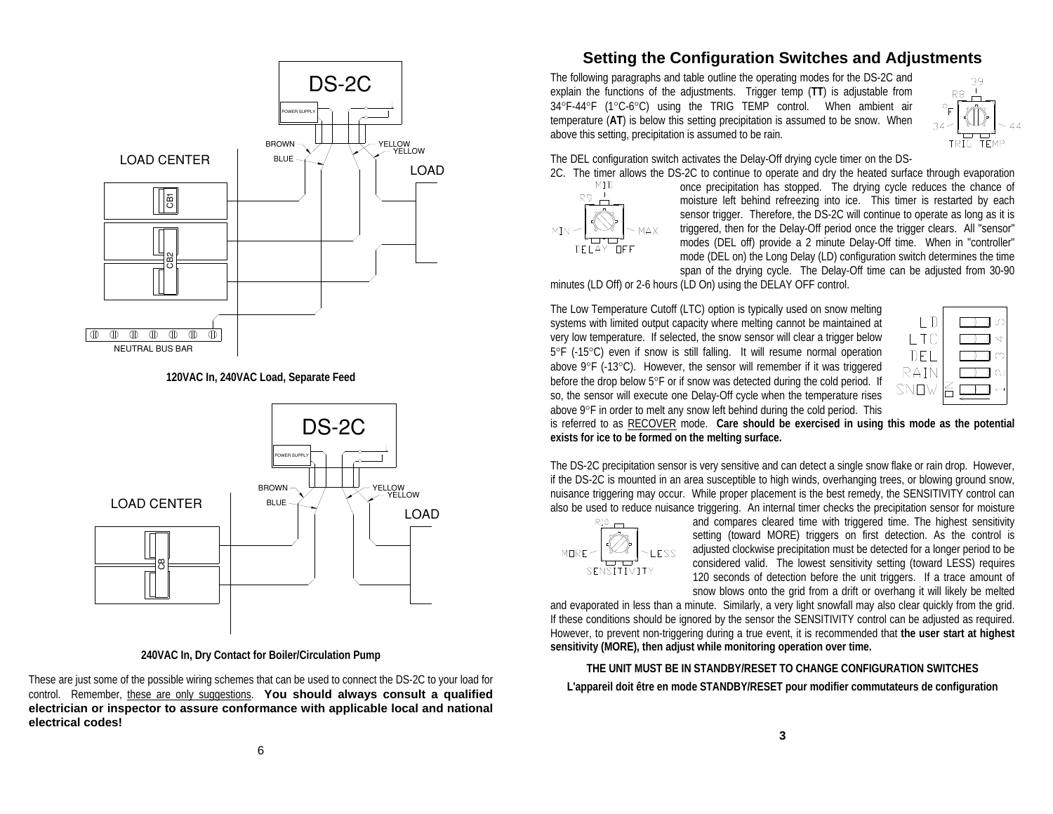120VAC In, 240VAC Load, Separate Feed

240VAC In, Dry Contact for Boiler/Circulation Pump

These are just some of the possible wiring schemes that can be used to connect the DS-2C to your load for control. Remember, these are only suggestions. **You should always consult a qualified electrician or inspector to assure conformance with applicable local and national electrical codes!**

## Setting the Configuration Switches and Adjustments

The following paragraphs and table outline the operating modes for the DS-2C and explain the functions of the adjustments. Trigger temp (**TT**) is adjustable from 34°F-44°F (1°C-6°C) using the TRIG TEMP control. When ambient air temperature (**AT**) is below this setting precipitation is assumed to be snow. When above this setting, precipitation is assumed to be rain.

The DEL configuration switch activates the Delay-Off drying cycle timer on the DS-2C. The timer allows the DS-2C to continue to operate and dry the heated surface through evaporation once precipitation has stopped. The drying cycle reduces the chance of moisture left behind refreezing into ice. This timer is restarted by each sensor trigger. Therefore, the DS-2C will continue to operate as long as it is triggered, then for the Delay-Off period once the trigger clears. All "sensor" modes (DEL off) provide a 2 minute Delay-Off time. When in "controller" mode (DEL on) the Long Delay (LD) configuration switch determines the time span of the drying cycle. The Delay-Off time can be adjusted from 30-90 minutes (LD Off) or 2-6 hours (LD On) using the DELAY OFF control.

The Low Temperature Cutoff (LTC) option is typically used on snow melting systems with limited output capacity where melting cannot be maintained at very low temperature. If selected, the snow sensor will clear a trigger below 5°F (-15°C) even if snow is still falling. It will resume normal operation above 9°F (-13°C). However, the sensor will remember if it was triggered before the drop below 5°F or if snow was detected during the cold period. If so, the sensor will execute one Delay-Off cycle when the temperature rises above 9°F in order to melt any snow left behind during the cold period. This is referred to as RECOVER mode. **Care should be exercised in using this mode as the potential exists for ice to be formed on the melting surface.**

The DS-2C precipitation sensor is very sensitive and can detect a single snow flake or rain drop. However, if the DS-2C is mounted in an area susceptible to high winds, overhanging trees, or blowing ground snow, nuisance triggering may occur. While proper placement is the best remedy, the SENSITIVITY control can also be used to reduce nuisance triggering. An internal timer checks the precipitation sensor for moisture and compares cleared time with triggered time. The highest sensitivity setting (toward MORE) triggers on first detection. As the control is adjusted clockwise precipitation must be detected for a longer period to be considered valid. The lowest sensitivity setting (toward LESS) requires 120 seconds of detection before the unit triggers. If a trace amount of snow blows onto the grid from a drift or overhang it will likely be melted and evaporated in less than a minute. Similarly, a very light snowfall may also clear quickly from the grid. If these conditions should be ignored by the sensor the SENSITIVITY control can be adjusted as required. However, to prevent non-triggering during a true event, it is recommended that **the user start at highest sensitivity (MORE), then adjust while monitoring operation over time.**

**THE UNIT MUST BE IN STANDBY/RESET TO CHANGE CONFIGURATION SWITCHES**

**L'appareil doit être en mode STANDBY/RESET pour modifier commutateurs de configuration**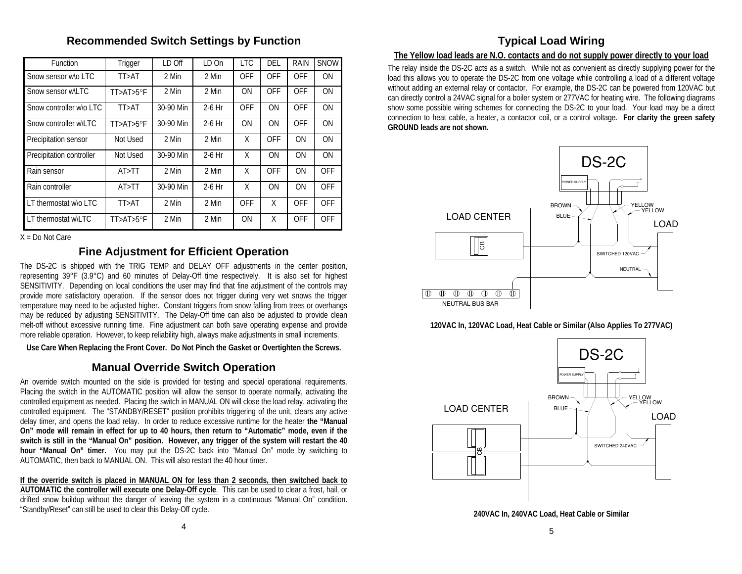## Recommended Switch Settings by Function

| Function | Trigger | LD Off | LD On | LTC | DEL | RAIN | SNOW |
|---|---|---|---|---|---|---|---|
| Snow sensor w\o LTC | TT>AT | 2 Min | 2 Min | OFF | OFF | OFF | ON |
| Snow sensor w\LTC | TT>AT>5°F | 2 Min | 2 Min | ON | OFF | OFF | ON |
| Snow controller w\o LTC | TT>AT | 30-90 Min | 2-6 Hr | OFF | ON | OFF | ON |
| Snow controller w\LTC | TT>AT>5°F | 30-90 Min | 2-6 Hr | ON | ON | OFF | ON |
| Precipitation sensor | Not Used | 2 Min | 2 Min | X | OFF | ON | ON |
| Precipitation controller | Not Used | 30-90 Min | 2-6 Hr | X | ON | ON | ON |
| Rain sensor | AT>TT | 2 Min | 2 Min | X | OFF | ON | OFF |
| Rain controller | AT>TT | 30-90 Min | 2-6 Hr | X | ON | ON | OFF |
| LT thermostat w\o LTC | TT>AT | 2 Min | 2 Min | OFF | X | OFF | OFF |
| LT thermostat w\LTC | TT>AT>5°F | 2 Min | 2 Min | ON | X | OFF | OFF |

X = Do Not Care

## Fine Adjustment for Efficient Operation

The DS-2C is shipped with the TRIG TEMP and DELAY OFF adjustments in the center position, representing 39°F (3.9°C) and 60 minutes of Delay-Off time respectively. It is also set for highest SENSITIVITY. Depending on local conditions the user may find that fine adjustment of the controls may provide more satisfactory operation. If the sensor does not trigger during very wet snows the trigger temperature may need to be adjusted higher. Constant triggers from snow falling from trees or overhangs may be reduced by adjusting SENSITIVITY. The Delay-Off time can also be adjusted to provide clean melt-off without excessive running time. Fine adjustment can both save operating expense and provide more reliable operation. However, to keep reliability high, always make adjustments in small increments.

**Use Care When Replacing the Front Cover. Do Not Pinch the Gasket or Overtighten the Screws.**

## Manual Override Switch Operation

An override switch mounted on the side is provided for testing and special operational requirements. Placing the switch in the AUTOMATIC position will allow the sensor to operate normally, activating the controlled equipment as needed. Placing the switch in MANUAL ON will close the load relay, activating the controlled equipment. The "STANDBY/RESET" position prohibits triggering of the unit, clears any active delay timer, and opens the load relay. In order to reduce excessive runtime for the heater **the "Manual On" mode will remain in effect for up to 40 hours, then return to "Automatic" mode, even if the switch is still in the "Manual On" position. However, any trigger of the system will restart the 40 hour "Manual On" timer.** You may put the DS-2C back into "Manual On" mode by switching to AUTOMATIC, then back to MANUAL ON. This will also restart the 40 hour timer.

**If the override switch is placed in MANUAL ON for less than 2 seconds, then switched back to AUTOMATIC the controller will execute one Delay-Off cycle**. This can be used to clear a frost, hail, or drifted snow buildup without the danger of leaving the system in a continuous "Manual On" condition. "Standby/Reset" can still be used to clear this Delay-Off cycle.

## Typical Load Wiring

**The Yellow load leads are N.O. contacts and do not supply power directly to your load**

The relay inside the DS-2C acts as a switch. While not as convenient as directly supplying power for the load this allows you to operate the DS-2C from one voltage while controlling a load of a different voltage without adding an external relay or contactor. For example, the DS-2C can be powered from 120VAC but can directly control a 24VAC signal for a boiler system or 277VAC for heating wire. The following diagrams show some possible wiring schemes for connecting the DS-2C to your load. Your load may be a direct connection to heat cable, a heater, a contactor coil, or a control voltage. **For clarity the green safety GROUND leads are not shown.**

DS-2C
POWER SUPPLY
BROWN
BLUE
YELLOW
YELLOW
LOAD CENTER
CB
LOAD
SWITCHED 120VAC
NEUTRAL
NEUTRAL BUS BAR

**120VAC In, 120VAC Load, Heat Cable or Similar (Also Applies To 277VAC)**

DS-2C
POWER SUPPLY
BROWN
BLUE
YELLOW
YELLOW
LOAD CENTER
CB
LOAD
SWITCHED 240VAC

**240VAC In, 240VAC Load, Heat Cable or Similar**